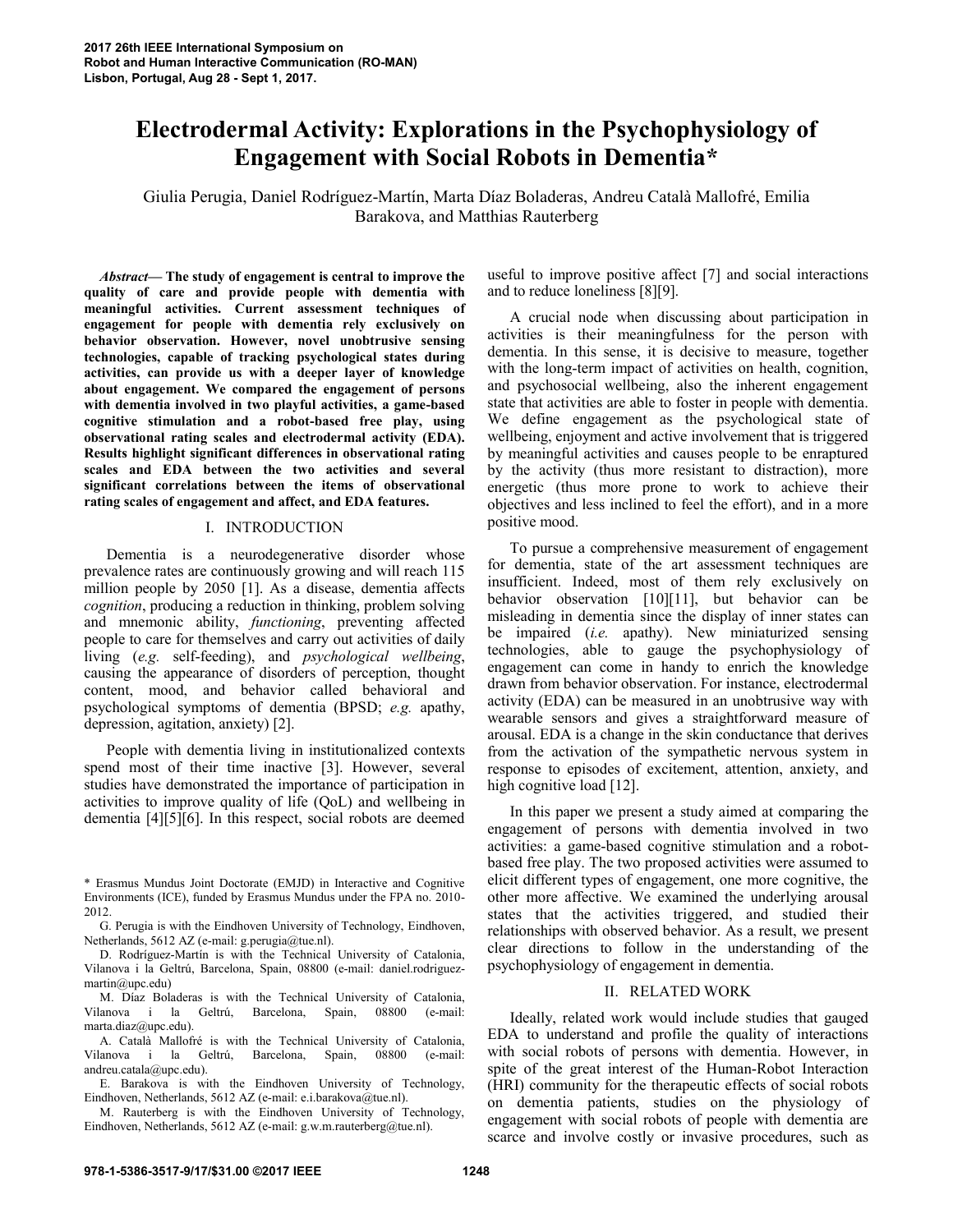# Electrodermal Activity: Explorations in the Psychophysiology of Engagement with Social Robots in Dementia*

Giulia Perugia, Daniel Rodríguez-Martín, Marta Díaz Boladeras, Andreu Català Mallofré, Emilia Barakova, and Matthias Rauterberg

***Abstract*— The study of engagement is central to improve the quality of care and provide people with dementia with meaningful activities. Current assessment techniques of engagement for people with dementia rely exclusively on behavior observation. However, novel unobtrusive sensing technologies, capable of tracking psychological states during activities, can provide us with a deeper layer of knowledge about engagement. We compared the engagement of persons with dementia involved in two playful activities, a game-based cognitive stimulation and a robot-based free play, using observational rating scales and electrodermal activity (EDA). Results highlight significant differences in observational rating scales and EDA between the two activities and several significant correlations between the items of observational rating scales of engagement and affect, and EDA features.**

## I. INTRODUCTION

Dementia is a neurodegenerative disorder whose prevalence rates are continuously growing and will reach 115 million people by 2050 [1]. As a disease, dementia affects *cognition*, producing a reduction in thinking, problem solving and mnemonic ability, *functioning*, preventing affected people to care for themselves and carry out activities of daily living (*e.g.* self-feeding), and *psychological wellbeing*, causing the appearance of disorders of perception, thought content, mood, and behavior called behavioral and psychological symptoms of dementia (BPSD; *e.g.* apathy, depression, agitation, anxiety) [2].

People with dementia living in institutionalized contexts spend most of their time inactive [3]. However, several studies have demonstrated the importance of participation in activities to improve quality of life (QoL) and wellbeing in dementia [4][5][6]. In this respect, social robots are deemed useful to improve positive affect [7] and social interactions and to reduce loneliness [8][9].

A crucial node when discussing about participation in activities is their meaningfulness for the person with dementia. In this sense, it is decisive to measure, together with the long-term impact of activities on health, cognition, and psychosocial wellbeing, also the inherent engagement state that activities are able to foster in people with dementia. We define engagement as the psychological state of wellbeing, enjoyment and active involvement that is triggered by meaningful activities and causes people to be enraptured by the activity (thus more resistant to distraction), more energetic (thus more prone to work to achieve their objectives and less inclined to feel the effort), and in a more positive mood.

To pursue a comprehensive measurement of engagement for dementia, state of the art assessment techniques are insufficient. Indeed, most of them rely exclusively on behavior observation [10][11], but behavior can be misleading in dementia since the display of inner states can be impaired (*i.e.* apathy). New miniaturized sensing technologies, able to gauge the psychophysiology of engagement can come in handy to enrich the knowledge drawn from behavior observation. For instance, electrodermal activity (EDA) can be measured in an unobtrusive way with wearable sensors and gives a straightforward measure of arousal. EDA is a change in the skin conductance that derives from the activation of the sympathetic nervous system in response to episodes of excitement, attention, anxiety, and high cognitive load [12].

In this paper we present a study aimed at comparing the engagement of persons with dementia involved in two activities: a game-based cognitive stimulation and a robot-based free play. The two proposed activities were assumed to elicit different types of engagement, one more cognitive, the other more affective. We examined the underlying arousal states that the activities triggered, and studied their relationships with observed behavior. As a result, we present clear directions to follow in the understanding of the psychophysiology of engagement in dementia.

## II. RELATED WORK

Ideally, related work would include studies that gauged EDA to understand and profile the quality of interactions with social robots of persons with dementia. However, in spite of the great interest of the Human-Robot Interaction (HRI) community for the therapeutic effects of social robots on dementia patients, studies on the physiology of engagement with social robots of people with dementia are scarce and involve costly or invasive procedures, such as

---

* Erasmus Mundus Joint Doctorate (EMJD) in Interactive and Cognitive Environments (ICE), funded by Erasmus Mundus under the FPA no. 2010-2012.

G. Perugia is with the Eindhoven University of Technology, Eindhoven, Netherlands, 5612 AZ (e-mail: g.perugia@tue.nl).

D. Rodríguez-Martín is with the Technical University of Catalonia, Vilanova i la Geltrú, Barcelona, Spain, 08800 (e-mail: daniel.rodriguez-martin@upc.edu)

M. Díaz Boladeras is with the Technical University of Catalonia, Vilanova i la Geltrú, Barcelona, Spain, 08800 (e-mail: marta.diaz@upc.edu).

A. Català Mallofré is with the Technical University of Catalonia, Vilanova i la Geltrú, Barcelona, Spain, 08800 (e-mail: andreu.catala@upc.edu).

E. Barakova is with the Eindhoven University of Technology, Eindhoven, Netherlands, 5612 AZ (e-mail: e.i.barakova@tue.nl).

M. Rauterberg is with the Eindhoven University of Technology, Eindhoven, Netherlands, 5612 AZ (e-mail: g.w.m.rauterberg@tue.nl).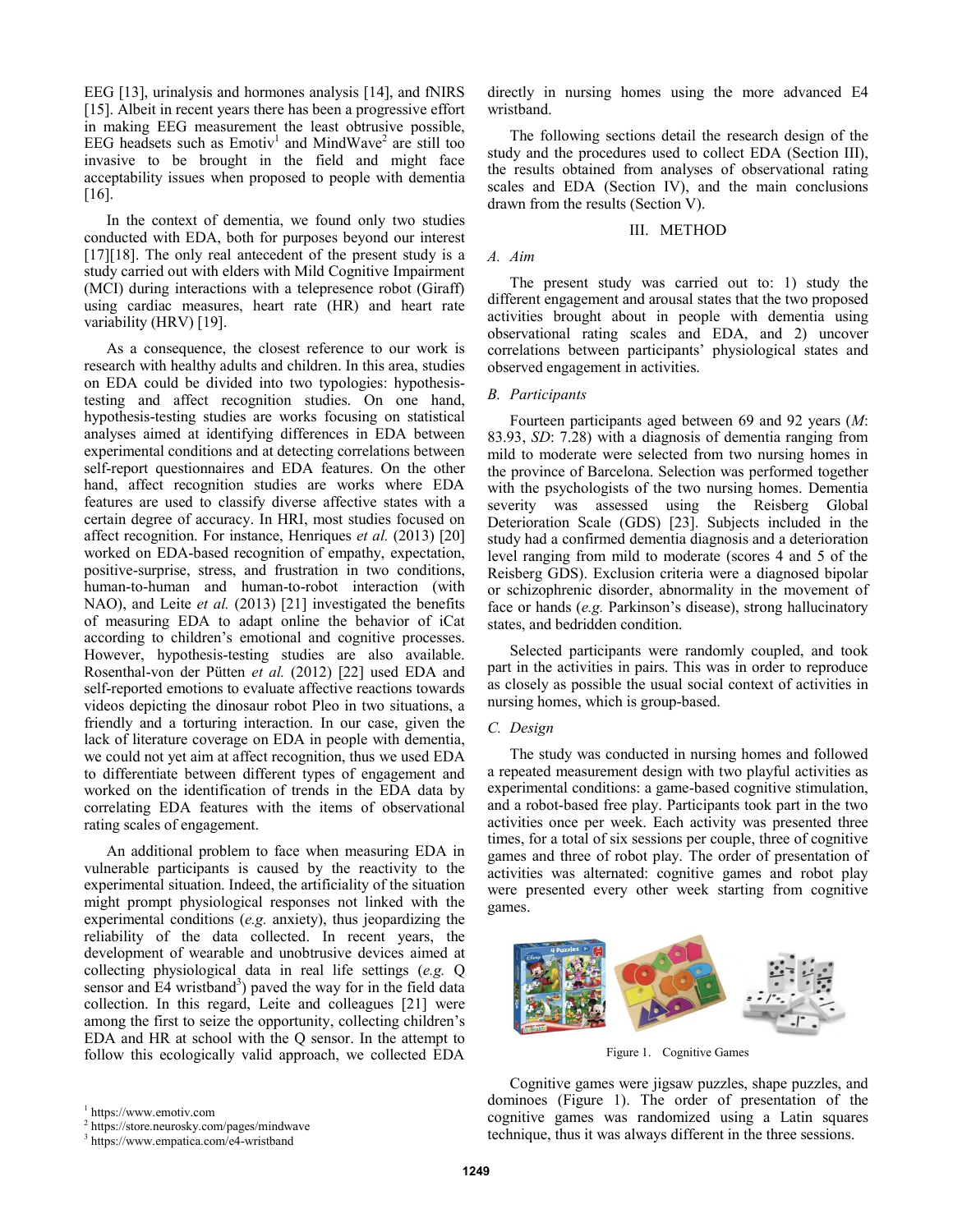EEG [13], urinalysis and hormones analysis [14], and fNIRS [15]. Albeit in recent years there has been a progressive effort in making EEG measurement the least obtrusive possible, EEG headsets such as Emotiv[1] and MindWave[2] are still too invasive to be brought in the field and might face acceptability issues when proposed to people with dementia [16].

In the context of dementia, we found only two studies conducted with EDA, both for purposes beyond our interest [17][18]. The only real antecedent of the present study is a study carried out with elders with Mild Cognitive Impairment (MCI) during interactions with a telepresence robot (Giraff) using cardiac measures, heart rate (HR) and heart rate variability (HRV) [19].

As a consequence, the closest reference to our work is research with healthy adults and children. In this area, studies on EDA could be divided into two typologies: hypothesis-testing and affect recognition studies. On one hand, hypothesis-testing studies are works focusing on statistical analyses aimed at identifying differences in EDA between experimental conditions and at detecting correlations between self-report questionnaires and EDA features. On the other hand, affect recognition studies are works where EDA features are used to classify diverse affective states with a certain degree of accuracy. In HRI, most studies focused on affect recognition. For instance, Henriques *et al.* (2013) [20] worked on EDA-based recognition of empathy, expectation, positive-surprise, stress, and frustration in two conditions, human-to-human and human-to-robot interaction (with NAO), and Leite *et al.* (2013) [21] investigated the benefits of measuring EDA to adapt online the behavior of iCat according to children's emotional and cognitive processes. However, hypothesis-testing studies are also available. Rosenthal-von der Pütten *et al.* (2012) [22] used EDA and self-reported emotions to evaluate affective reactions towards videos depicting the dinosaur robot Pleo in two situations, a friendly and a torturing interaction. In our case, given the lack of literature coverage on EDA in people with dementia, we could not yet aim at affect recognition, thus we used EDA to differentiate between different types of engagement and worked on the identification of trends in the EDA data by correlating EDA features with the items of observational rating scales of engagement.

An additional problem to face when measuring EDA in vulnerable participants is caused by the reactivity to the experimental situation. Indeed, the artificiality of the situation might prompt physiological responses not linked with the experimental conditions (*e.g.* anxiety), thus jeopardizing the reliability of the data collected. In recent years, the development of wearable and unobtrusive devices aimed at collecting physiological data in real life settings (*e.g.* Q sensor and E4 wristband[3]) paved the way for in the field data collection. In this regard, Leite and colleagues [21] were among the first to seize the opportunity, collecting children's EDA and HR at school with the Q sensor. In the attempt to follow this ecologically valid approach, we collected EDA directly in nursing homes using the more advanced E4 wristband.

The following sections detail the research design of the study and the procedures used to collect EDA (Section III), the results obtained from analyses of observational rating scales and EDA (Section IV), and the main conclusions drawn from the results (Section V).

## III. METHOD

### A. Aim

The present study was carried out to: 1) study the different engagement and arousal states that the two proposed activities brought about in people with dementia using observational rating scales and EDA, and 2) uncover correlations between participants' physiological states and observed engagement in activities.

### B. Participants

Fourteen participants aged between 69 and 92 years (*M*: 83.93, *SD*: 7.28) with a diagnosis of dementia ranging from mild to moderate were selected from two nursing homes in the province of Barcelona. Selection was performed together with the psychologists of the two nursing homes. Dementia severity was assessed using the Reisberg Global Deterioration Scale (GDS) [23]. Subjects included in the study had a confirmed dementia diagnosis and a deterioration level ranging from mild to moderate (scores 4 and 5 of the Reisberg GDS). Exclusion criteria were a diagnosed bipolar or schizophrenic disorder, abnormality in the movement of face or hands (*e.g.* Parkinson's disease), strong hallucinatory states, and bedridden condition.

Selected participants were randomly coupled, and took part in the activities in pairs. This was in order to reproduce as closely as possible the usual social context of activities in nursing homes, which is group-based.

### C. Design

The study was conducted in nursing homes and followed a repeated measurement design with two playful activities as experimental conditions: a game-based cognitive stimulation, and a robot-based free play. Participants took part in the two activities once per week. Each activity was presented three times, for a total of six sessions per couple, three of cognitive games and three of robot play. The order of presentation of activities was alternated: cognitive games and robot play were presented every other week starting from cognitive games.

Figure 1. Cognitive Games

Cognitive games were jigsaw puzzles, shape puzzles, and dominoes (Figure 1). The order of presentation of the cognitive games was randomized using a Latin squares technique, thus it was always different in the three sessions.

[1] https://www.emotiv.com
[2] https://store.neurosky.com/pages/mindwave
[3] https://www.empatica.com/e4-wristband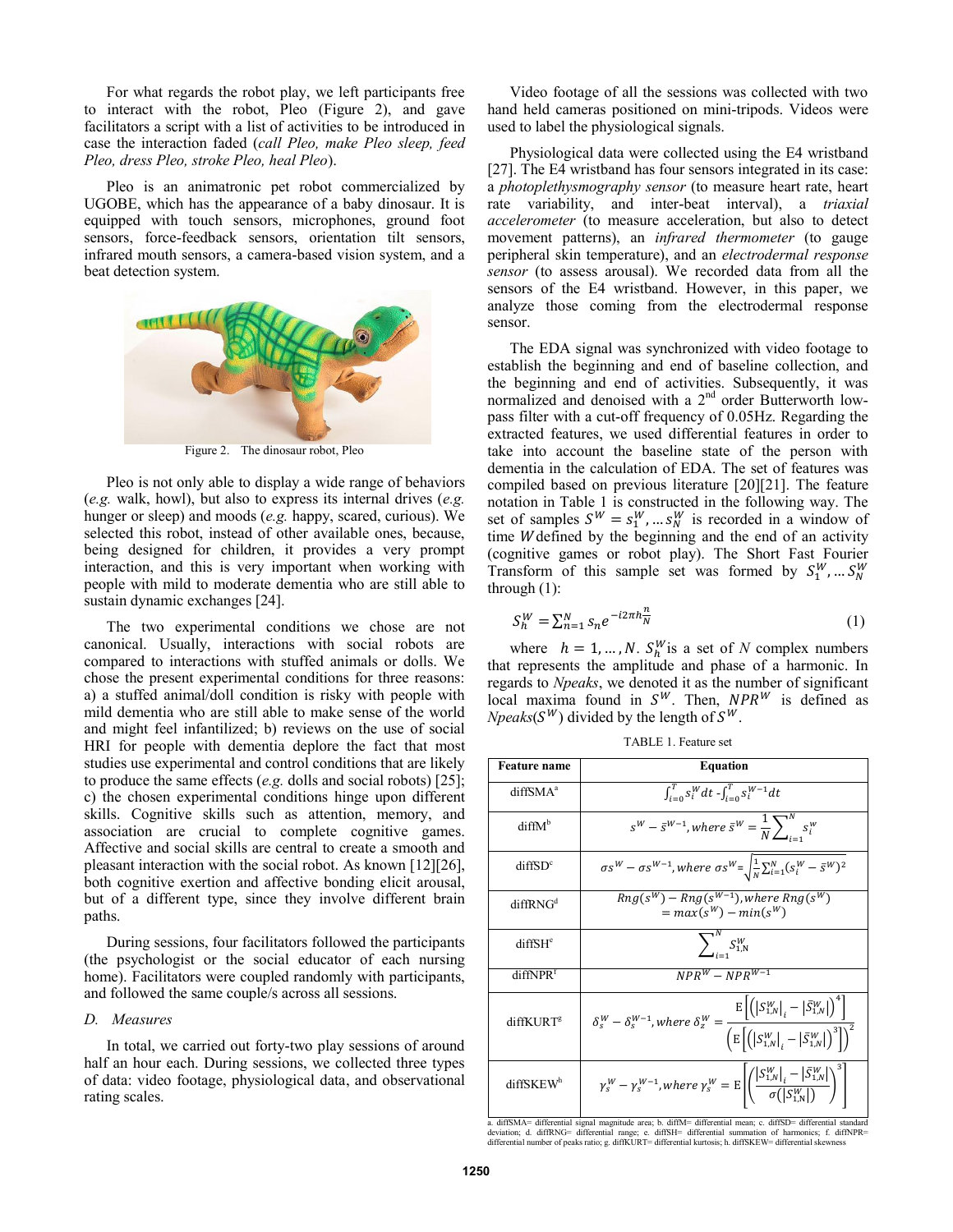For what regards the robot play, we left participants free to interact with the robot, Pleo (Figure 2), and gave facilitators a script with a list of activities to be introduced in case the interaction faded (*call Pleo, make Pleo sleep, feed Pleo, dress Pleo, stroke Pleo, heal Pleo*).

Pleo is an animatronic pet robot commercialized by UGOBE, which has the appearance of a baby dinosaur. It is equipped with touch sensors, microphones, ground foot sensors, force-feedback sensors, orientation tilt sensors, infrared mouth sensors, a camera-based vision system, and a beat detection system.

Figure 2. The dinosaur robot, Pleo

Pleo is not only able to display a wide range of behaviors (*e.g.* walk, howl), but also to express its internal drives (*e.g.* hunger or sleep) and moods (*e.g.* happy, scared, curious). We selected this robot, instead of other available ones, because, being designed for children, it provides a very prompt interaction, and this is very important when working with people with mild to moderate dementia who are still able to sustain dynamic exchanges [24].

The two experimental conditions we chose are not canonical. Usually, interactions with social robots are compared to interactions with stuffed animals or dolls. We chose the present experimental conditions for three reasons: a) a stuffed animal/doll condition is risky with people with mild dementia who are still able to make sense of the world and might feel infantilized; b) reviews on the use of social HRI for people with dementia deplore the fact that most studies use experimental and control conditions that are likely to produce the same effects (*e.g.* dolls and social robots) [25]; c) the chosen experimental conditions hinge upon different skills. Cognitive skills such as attention, memory, and association are crucial to complete cognitive games. Affective and social skills are central to create a smooth and pleasant interaction with the social robot. As known [12][26], both cognitive exertion and affective bonding elicit arousal, but of a different type, since they involve different brain paths.

During sessions, four facilitators followed the participants (the psychologist or the social educator of each nursing home). Facilitators were coupled randomly with participants, and followed the same couple/s across all sessions.

### *D. Measures*

In total, we carried out forty-two play sessions of around half an hour each. During sessions, we collected three types of data: video footage, physiological data, and observational rating scales.

Video footage of all the sessions was collected with two hand held cameras positioned on mini-tripods. Videos were used to label the physiological signals.

Physiological data were collected using the E4 wristband [27]. The E4 wristband has four sensors integrated in its case: a *photoplethysmography sensor* (to measure heart rate, heart rate variability, and inter-beat interval), a *triaxial accelerometer* (to measure acceleration, but also to detect movement patterns), an *infrared thermometer* (to gauge peripheral skin temperature), and an *electrodermal response sensor* (to assess arousal). We recorded data from all the sensors of the E4 wristband. However, in this paper, we analyze those coming from the electrodermal response sensor.

The EDA signal was synchronized with video footage to establish the beginning and end of baseline collection, and the beginning and end of activities. Subsequently, it was normalized and denoised with a 2nd order Butterworth low-pass filter with a cut-off frequency of 0.05Hz. Regarding the extracted features, we used differential features in order to take into account the baseline state of the person with dementia in the calculation of EDA. The set of features was compiled based on previous literature [20][21]. The feature notation in Table 1 is constructed in the following way. The set of samples $S^W = s_1^W, \dots s_N^W$ is recorded in a window of time $W$ defined by the beginning and the end of an activity (cognitive games or robot play). The Short Fast Fourier Transform of this sample set was formed by $S_1^W, \dots S_N^W$ through (1):

$$S_h^W = \sum_{n=1}^{N} s_n e^{-i2\pi h \frac{n}{N}} \quad (1)$$

where $h = 1, \dots, N$. $S_h^W$ is a set of $N$ complex numbers that represents the amplitude and phase of a harmonic. In regards to *Npeaks*, we denoted it as the number of significant local maxima found in $S^W$. Then, $NPR^W$ is defined as *Npeaks*($S^W$) divided by the length of $S^W$.

TABLE 1. Feature set

| Feature name | Equation |
|---|---|
| diffSMA[a] | $\int_{i=0}^{T} s_i^W dt - \int_{i=0}^{T} s_i^{W-1} dt$ |
| diffM[b] | $s^W - \bar{s}^{W-1}, where\ \bar{s}^W = \frac{1}{N}\sum_{i=1}^{N} s_i^W$ |
| diffSD[c] | $\sigma s^W - \sigma s^{W-1}, where\ \sigma s^W = \sqrt{\frac{1}{N}\sum_{i=1}^{N}(s_i^W - \bar{s}^W)^2}$ |
| diffRNG[d] | $Rng(s^W) - Rng(s^{W-1}), where\ Rng(s^W) = max(s^W) - min(s^W)$ |
| diffSH[e] | $\sum_{i=1}^{N} S_{1,N}^W$ |
| diffNPR[f] | $NPR^W - NPR^{W-1}$ |
| diffKURT[g] | $\delta_s^W - \delta_s^{W-1}, where\ \delta_z^W = \frac{E\left[\left(\lvert S_{1,N}^W\rvert_i - \lvert \bar{S}_{1,N}^W\rvert\right)^4\right]}{\left(E\left[\left(\lvert S_{1,N}^W\rvert_i - \lvert \bar{S}_{1,N}^W\rvert\right)^3\right]\right)^2}$ |
| diffSKEW[h] | $\gamma_s^W - \gamma_s^{W-1}, where\ \gamma_s^W = E\left[\left(\frac{\lvert S_{1,N}^W\rvert_i - \lvert \bar{S}_{1,N}^W\rvert}{\sigma(\lvert S_{1,N}^W\rvert)}\right)^3\right]$ |

a. diffSMA= differential signal magnitude area; b. diffM= differential mean; c. diffSD= differential standard deviation; d. diffRNG= differential range; e. diffSH= differential summation of harmonics; f. diffNPR= differential number of peaks ratio; g. diffKURT= differential kurtosis; h. diffSKEW= differential skewness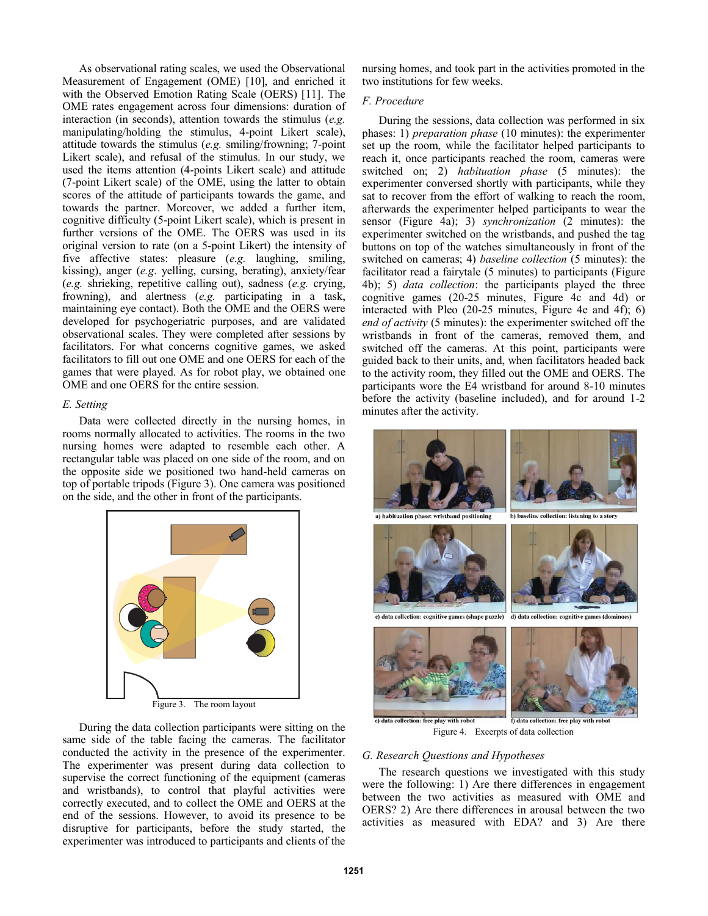As observational rating scales, we used the Observational Measurement of Engagement (OME) [10], and enriched it with the Observed Emotion Rating Scale (OERS) [11]. The OME rates engagement across four dimensions: duration of interaction (in seconds), attention towards the stimulus (*e.g.* manipulating/holding the stimulus, 4-point Likert scale), attitude towards the stimulus (*e.g.* smiling/frowning; 7-point Likert scale), and refusal of the stimulus. In our study, we used the items attention (4-points Likert scale) and attitude (7-point Likert scale) of the OME, using the latter to obtain scores of the attitude of participants towards the game, and towards the partner. Moreover, we added a further item, cognitive difficulty (5-point Likert scale), which is present in further versions of the OME. The OERS was used in its original version to rate (on a 5-point Likert) the intensity of five affective states: pleasure (*e.g.* laughing, smiling, kissing), anger (*e.g.* yelling, cursing, berating), anxiety/fear (*e.g.* shrieking, repetitive calling out), sadness (*e.g.* crying, frowning), and alertness (*e.g.* participating in a task, maintaining eye contact). Both the OME and the OERS were developed for psychogeriatric purposes, and are validated observational scales. They were completed after sessions by facilitators. For what concerns cognitive games, we asked facilitators to fill out one OME and one OERS for each of the games that were played. As for robot play, we obtained one OME and one OERS for the entire session.

### *E. Setting*

Data were collected directly in the nursing homes, in rooms normally allocated to activities. The rooms in the two nursing homes were adapted to resemble each other. A rectangular table was placed on one side of the room, and on the opposite side we positioned two hand-held cameras on top of portable tripods (Figure 3). One camera was positioned on the side, and the other in front of the participants.

Figure 3. The room layout

During the data collection participants were sitting on the same side of the table facing the cameras. The facilitator conducted the activity in the presence of the experimenter. The experimenter was present during data collection to supervise the correct functioning of the equipment (cameras and wristbands), to control that playful activities were correctly executed, and to collect the OME and OERS at the end of the sessions. However, to avoid its presence to be disruptive for participants, before the study started, the experimenter was introduced to participants and clients of the nursing homes, and took part in the activities promoted in the two institutions for few weeks.

### *F. Procedure*

During the sessions, data collection was performed in six phases: 1) *preparation phase* (10 minutes): the experimenter set up the room, while the facilitator helped participants to reach it, once participants reached the room, cameras were switched on; 2) *habituation phase* (5 minutes): the experimenter conversed shortly with participants, while they sat to recover from the effort of walking to reach the room, afterwards the experimenter helped participants to wear the sensor (Figure 4a); 3) *synchronization* (2 minutes): the experimenter switched on the wristbands, and pushed the tag buttons on top of the watches simultaneously in front of the switched on cameras; 4) *baseline collection* (5 minutes): the facilitator read a fairytale (5 minutes) to participants (Figure 4b); 5) *data collection*: the participants played the three cognitive games (20-25 minutes, Figure 4c and 4d) or interacted with Pleo (20-25 minutes, Figure 4e and 4f); 6) *end of activity* (5 minutes): the experimenter switched off the wristbands in front of the cameras, removed them, and switched off the cameras. At this point, participants were guided back to their units, and, when facilitators headed back to the activity room, they filled out the OME and OERS. The participants wore the E4 wristband for around 8-10 minutes before the activity (baseline included), and for around 1-2 minutes after the activity.

a) habituation phase: wristband positioning

b) baseline collection: listening to a story

c) data collection: cognitive games (shape puzzle)

d) data collection: cognitive games (dominoes)

e) data collection: free play with robot

f) data collection: free play with robot

Figure 4. Excerpts of data collection

### *G. Research Questions and Hypotheses*

The research questions we investigated with this study were the following: 1) Are there differences in engagement between the two activities as measured with OME and OERS? 2) Are there differences in arousal between the two activities as measured with EDA? and 3) Are there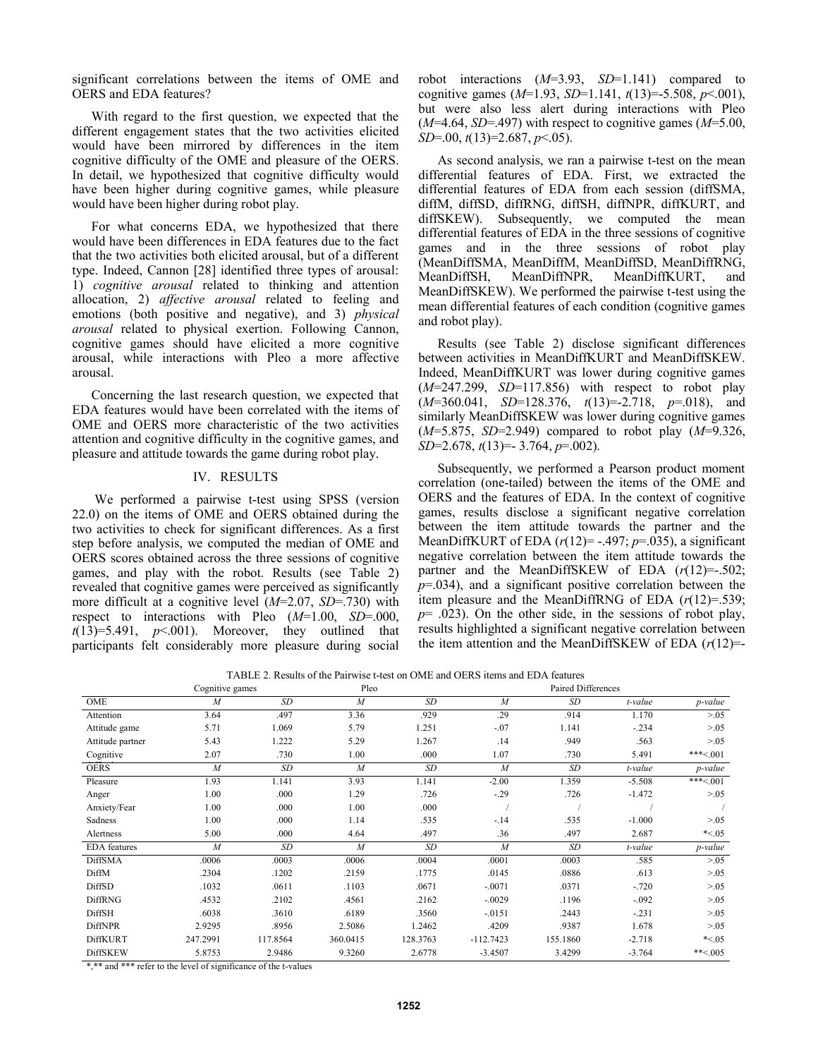significant correlations between the items of OME and OERS and EDA features?

With regard to the first question, we expected that the different engagement states that the two activities elicited would have been mirrored by differences in the item cognitive difficulty of the OME and pleasure of the OERS. In detail, we hypothesized that cognitive difficulty would have been higher during cognitive games, while pleasure would have been higher during robot play.

For what concerns EDA, we hypothesized that there would have been differences in EDA features due to the fact that the two activities both elicited arousal, but of a different type. Indeed, Cannon [28] identified three types of arousal: 1) *cognitive arousal* related to thinking and attention allocation, 2) *affective arousal* related to feeling and emotions (both positive and negative), and 3) *physical arousal* related to physical exertion. Following Cannon, cognitive games should have elicited a more cognitive arousal, while interactions with Pleo a more affective arousal.

Concerning the last research question, we expected that EDA features would have been correlated with the items of OME and OERS more characteristic of the two activities attention and cognitive difficulty in the cognitive games, and pleasure and attitude towards the game during robot play.

## IV. RESULTS

We performed a pairwise t-test using SPSS (version 22.0) on the items of OME and OERS obtained during the two activities to check for significant differences. As a first step before analysis, we computed the median of OME and OERS scores obtained across the three sessions of cognitive games, and play with the robot. Results (see Table 2) revealed that cognitive games were perceived as significantly more difficult at a cognitive level ($M$=2.07, $SD$=.730) with respect to interactions with Pleo ($M$=1.00, $SD$=.000, $t(13)$=5.491, $p$<.001). Moreover, they outlined that participants felt considerably more pleasure during social robot interactions ($M$=3.93, $SD$=1.141) compared to cognitive games ($M$=1.93, $SD$=1.141, $t(13)$=-5.508, $p$<.001), but were also less alert during interactions with Pleo ($M$=4.64, $SD$=.497) with respect to cognitive games ($M$=5.00, $SD$=.00, $t(13)$=2.687, $p$<.05).

As second analysis, we ran a pairwise t-test on the mean differential features of EDA. First, we extracted the differential features of EDA from each session (diffSMA, diffM, diffSD, diffRNG, diffSH, diffNPR, diffKURT, and diffSKEW). Subsequently, we computed the mean differential features of EDA in the three sessions of cognitive games and in the three sessions of robot play (MeanDiffSMA, MeanDiffM, MeanDiffSD, MeanDiffRNG, MeanDiffSH, MeanDiffNPR, MeanDiffKURT, and MeanDiffSKEW). We performed the pairwise t-test using the mean differential features of each condition (cognitive games and robot play).

Results (see Table 2) disclose significant differences between activities in MeanDiffKURT and MeanDiffSKEW. Indeed, MeanDiffKURT was lower during cognitive games ($M$=247.299, $SD$=117.856) with respect to robot play ($M$=360.041, $SD$=128.376, $t(13)$=-2.718, $p$=.018), and similarly MeanDiffSKEW was lower during cognitive games ($M$=5.875, $SD$=2.949) compared to robot play ($M$=9.326, $SD$=2.678, $t(13)$=- 3.764, $p$=.002).

Subsequently, we performed a Pearson product moment correlation (one-tailed) between the items of the OME and OERS and the features of EDA. In the context of cognitive games, results disclose a significant negative correlation between the item attitude towards the partner and the MeanDiffKURT of EDA ($r(12)$= -.497; $p$=.035), a significant negative correlation between the item attitude towards the partner and the MeanDiffSKEW of EDA ($r(12)$=-.502; $p$=.034), and a significant positive correlation between the item pleasure and the MeanDiffRNG of EDA ($r(12)$=.539; $p$= .023). On the other side, in the sessions of robot play, results highlighted a significant negative correlation between the item attention and the MeanDiffSKEW of EDA ($r(12)$=-

TABLE 2. Results of the Pairwise t-test on OME and OERS items and EDA features

| | Cognitive games | | Pleo | | Paired Differences | | | |
|---|---|---|---|---|---|---|---|---|
| OME | *M* | *SD* | *M* | *SD* | *M* | *SD* | *t-value* | *p-value* |
| Attention | 3.64 | .497 | 3.36 | .929 | .29 | .914 | 1.170 | >.05 |
| Attitude game | 5.71 | 1.069 | 5.79 | 1.251 | -.07 | 1.141 | -.234 | >.05 |
| Attitude partner | 5.43 | 1.222 | 5.29 | 1.267 | .14 | .949 | .563 | >.05 |
| Cognitive | 2.07 | .730 | 1.00 | .000 | 1.07 | .730 | 5.491 | ***<.001 |
| OERS | *M* | *SD* | *M* | *SD* | *M* | *SD* | *t-value* | *p-value* |
| Pleasure | 1.93 | 1.141 | 3.93 | 1.141 | -2.00 | 1.359 | -5.508 | ***<.001 |
| Anger | 1.00 | .000 | 1.29 | .726 | -.29 | .726 | -1.472 | >.05 |
| Anxiety/Fear | 1.00 | .000 | 1.00 | .000 | / | / | / | / |
| Sadness | 1.00 | .000 | 1.14 | .535 | -.14 | .535 | -1.000 | >.05 |
| Alertness | 5.00 | .000 | 4.64 | .497 | .36 | .497 | 2.687 | *<.05 |
| EDA features | *M* | *SD* | *M* | *SD* | *M* | *SD* | *t-value* | *p-value* |
| DiffSMA | .0006 | .0003 | .0006 | .0004 | .0001 | .0003 | .585 | >.05 |
| DiffM | .2304 | .1202 | .2159 | .1775 | .0145 | .0886 | .613 | >.05 |
| DiffSD | .1032 | .0611 | .1103 | .0671 | -.0071 | .0371 | -.720 | >.05 |
| DiffRNG | .4532 | .2102 | .4561 | .2162 | -.0029 | .1196 | -.092 | >.05 |
| DiffSH | .6038 | .3610 | .6189 | .3560 | -.0151 | .2443 | -.231 | >.05 |
| DiffNPR | 2.9295 | .8956 | 2.5086 | 1.2462 | .4209 | .9387 | 1.678 | >.05 |
| DiffKURT | 247.2991 | 117.8564 | 360.0415 | 128.3763 | -112.7423 | 155.1860 | -2.718 | *<.05 |
| DiffSKEW | 5.8753 | 2.9486 | 9.3260 | 2.6778 | -3.4507 | 3.4299 | -3.764 | **<.005 |

*,** and *** refer to the level of significance of the t-values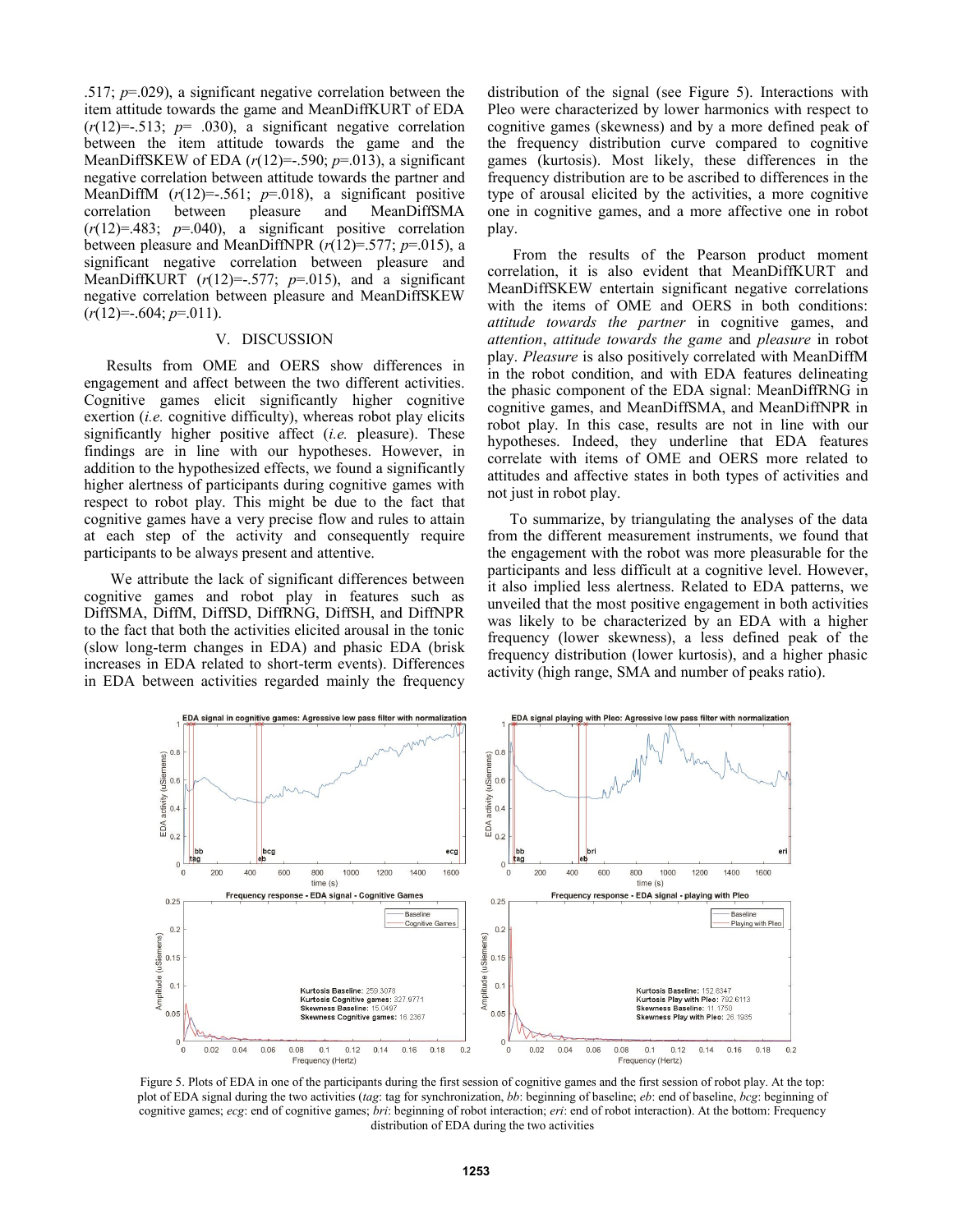.517; $p$=.029), a significant negative correlation between the item attitude towards the game and MeanDiffKURT of EDA ($r(12)$=-.513; $p$= .030), a significant negative correlation between the item attitude towards the game and the MeanDiffSKEW of EDA ($r(12)$=-.590; $p$=.013), a significant negative correlation between attitude towards the partner and MeanDiffM ($r(12)$=-.561; $p$=.018), a significant positive correlation between pleasure and MeanDiffSMA ($r(12)$=.483; $p$=.040), a significant positive correlation between pleasure and MeanDiffNPR ($r(12)$=.577; $p$=.015), a significant negative correlation between pleasure and MeanDiffKURT ($r(12)$=-.577; $p$=.015), and a significant negative correlation between pleasure and MeanDiffSKEW ($r(12)$=-.604; $p$=.011).

## V. DISCUSSION

Results from OME and OERS show differences in engagement and affect between the two different activities. Cognitive games elicit significantly higher cognitive exertion (*i.e.* cognitive difficulty), whereas robot play elicits significantly higher positive affect (*i.e.* pleasure). These findings are in line with our hypotheses. However, in addition to the hypothesized effects, we found a significantly higher alertness of participants during cognitive games with respect to robot play. This might be due to the fact that cognitive games have a very precise flow and rules to attain at each step of the activity and consequently require participants to be always present and attentive.

We attribute the lack of significant differences between cognitive games and robot play in features such as DiffSMA, DiffM, DiffSD, DiffRNG, DiffSH, and DiffNPR to the fact that both the activities elicited arousal in the tonic (slow long-term changes in EDA) and phasic EDA (brisk increases in EDA related to short-term events). Differences in EDA between activities regarded mainly the frequency distribution of the signal (see Figure 5). Interactions with Pleo were characterized by lower harmonics with respect to cognitive games (skewness) and by a more defined peak of the frequency distribution curve compared to cognitive games (kurtosis). Most likely, these differences in the frequency distribution are to be ascribed to differences in the type of arousal elicited by the activities, a more cognitive one in cognitive games, and a more affective one in robot play.

From the results of the Pearson product moment correlation, it is also evident that MeanDiffKURT and MeanDiffSKEW entertain significant negative correlations with the items of OME and OERS in both conditions: *attitude towards the partner* in cognitive games, and *attention*, *attitude towards the game* and *pleasure* in robot play. *Pleasure* is also positively correlated with MeanDiffM in the robot condition, and with EDA features delineating the phasic component of the EDA signal: MeanDiffRNG in cognitive games, and MeanDiffSMA, and MeanDiffNPR in robot play. In this case, results are not in line with our hypotheses. Indeed, they underline that EDA features correlate with items of OME and OERS more related to attitudes and affective states in both types of activities and not just in robot play.

To summarize, by triangulating the analyses of the data from the different measurement instruments, we found that the engagement with the robot was more pleasurable for the participants and less difficult at a cognitive level. However, it also implied less alertness. Related to EDA patterns, we unveiled that the most positive engagement in both activities was likely to be characterized by an EDA with a higher frequency (lower skewness), a less defined peak of the frequency distribution (lower kurtosis), and a higher phasic activity (high range, SMA and number of peaks ratio).

EDA signal in cognitive games: Agressive low pass filter with normalization
EDA activity (uSiemens)
time (s)
tag, bb, eb, bcg, ecg

EDA signal playing with Pleo: Agressive low pass filter with normalization
EDA activity (uSiemens)
time (s)
tag, bb, eb, bri, eri

Frequency response - EDA signal - Cognitive Games
Baseline
Cognitive Games
Kurtosis Baseline: 259.3078
Kurtosis Cognitive games: 327.9771
Skewness Baseline: 15.0497
Skewness Cognitive games: 16.2367
Amplitude (uSiemens)
Frequency (Hertz)

Frequency response - EDA signal - playing with Pleo
Baseline
Playing with Pleo
Kurtosis Baseline: 152.8347
Kurtosis Play with Pleo: 792.6113
Skewness Baseline: 11.1750
Skewness Play with Pleo: 26.1935
Amplitude (uSiemens)
Frequency (Hertz)

Figure 5. Plots of EDA in one of the participants during the first session of cognitive games and the first session of robot play. At the top: plot of EDA signal during the two activities (*tag*: tag for synchronization, *bb*: beginning of baseline; *eb*: end of baseline, *bcg*: beginning of cognitive games; *ecg*: end of cognitive games; *bri*: beginning of robot interaction; *eri*: end of robot interaction). At the bottom: Frequency distribution of EDA during the two activities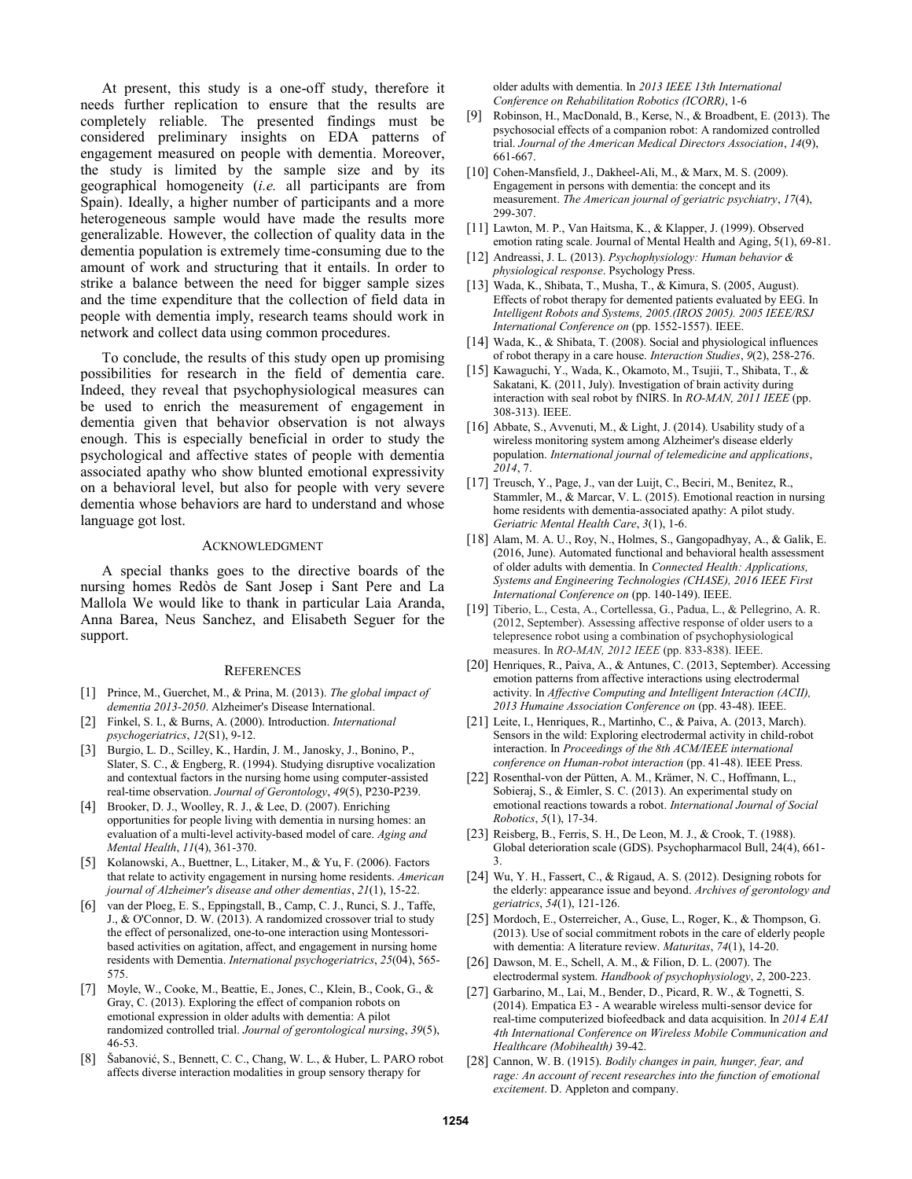At present, this study is a one-off study, therefore it needs further replication to ensure that the results are completely reliable. The presented findings must be considered preliminary insights on EDA patterns of engagement measured on people with dementia. Moreover, the study is limited by the sample size and by its geographical homogeneity (*i.e.* all participants are from Spain). Ideally, a higher number of participants and a more heterogeneous sample would have made the results more generalizable. However, the collection of quality data in the dementia population is extremely time-consuming due to the amount of work and structuring that it entails. In order to strike a balance between the need for bigger sample sizes and the time expenditure that the collection of field data in people with dementia imply, research teams should work in network and collect data using common procedures.

To conclude, the results of this study open up promising possibilities for research in the field of dementia care. Indeed, they reveal that psychophysiological measures can be used to enrich the measurement of engagement in dementia given that behavior observation is not always enough. This is especially beneficial in order to study the psychological and affective states of people with dementia associated apathy who show blunted emotional expressivity on a behavioral level, but also for people with very severe dementia whose behaviors are hard to understand and whose language got lost.

## Acknowledgment

A special thanks goes to the directive boards of the nursing homes Redòs de Sant Josep i Sant Pere and La Mallola We would like to thank in particular Laia Aranda, Anna Barea, Neus Sanchez, and Elisabeth Seguer for the support.

## References

[1] Prince, M., Guerchet, M., & Prina, M. (2013). *The global impact of dementia 2013-2050*. Alzheimer's Disease International.

[2] Finkel, S. I., & Burns, A. (2000). Introduction. *International psychogeriatrics*, *12*(S1), 9-12.

[3] Burgio, L. D., Scilley, K., Hardin, J. M., Janosky, J., Bonino, P., Slater, S. C., & Engberg, R. (1994). Studying disruptive vocalization and contextual factors in the nursing home using computer-assisted real-time observation. *Journal of Gerontology*, *49*(5), P230-P239.

[4] Brooker, D. J., Woolley, R. J., & Lee, D. (2007). Enriching opportunities for people living with dementia in nursing homes: an evaluation of a multi-level activity-based model of care. *Aging and Mental Health*, *11*(4), 361-370.

[5] Kolanowski, A., Buettner, L., Litaker, M., & Yu, F. (2006). Factors that relate to activity engagement in nursing home residents. *American journal of Alzheimer's disease and other dementias*, *21*(1), 15-22.

[6] van der Ploeg, E. S., Eppingstall, B., Camp, C. J., Runci, S. J., Taffe, J., & O'Connor, D. W. (2013). A randomized crossover trial to study the effect of personalized, one-to-one interaction using Montessori-based activities on agitation, affect, and engagement in nursing home residents with Dementia. *International psychogeriatrics*, *25*(04), 565-575.

[7] Moyle, W., Cooke, M., Beattie, E., Jones, C., Klein, B., Cook, G., & Gray, C. (2013). Exploring the effect of companion robots on emotional expression in older adults with dementia: A pilot randomized controlled trial. *Journal of gerontological nursing*, *39*(5), 46-53.

[8] Šabanović, S., Bennett, C. C., Chang, W. L., & Huber, L. PARO robot affects diverse interaction modalities in group sensory therapy for older adults with dementia. In *2013 IEEE 13th International Conference on Rehabilitation Robotics (ICORR)*, 1-6

[9] Robinson, H., MacDonald, B., Kerse, N., & Broadbent, E. (2013). The psychosocial effects of a companion robot: A randomized controlled trial. *Journal of the American Medical Directors Association*, *14*(9), 661-667.

[10] Cohen-Mansfield, J., Dakheel-Ali, M., & Marx, M. S. (2009). Engagement in persons with dementia: the concept and its measurement. *The American journal of geriatric psychiatry*, *17*(4), 299-307.

[11] Lawton, M. P., Van Haitsma, K., & Klapper, J. (1999). Observed emotion rating scale. Journal of Mental Health and Aging, 5(1), 69-81.

[12] Andreassi, J. L. (2013). *Psychophysiology: Human behavior & physiological response*. Psychology Press.

[13] Wada, K., Shibata, T., Musha, T., & Kimura, S. (2005, August). Effects of robot therapy for demented patients evaluated by EEG. In *Intelligent Robots and Systems, 2005.(IROS 2005). 2005 IEEE/RSJ International Conference on* (pp. 1552-1557). IEEE.

[14] Wada, K., & Shibata, T. (2008). Social and physiological influences of robot therapy in a care house. *Interaction Studies*, *9*(2), 258-276.

[15] Kawaguchi, Y., Wada, K., Okamoto, M., Tsujii, T., Shibata, T., & Sakatani, K. (2011, July). Investigation of brain activity during interaction with seal robot by fNIRS. In *RO-MAN, 2011 IEEE* (pp. 308-313). IEEE.

[16] Abbate, S., Avvenuti, M., & Light, J. (2014). Usability study of a wireless monitoring system among Alzheimer's disease elderly population. *International journal of telemedicine and applications*, *2014*, 7.

[17] Treusch, Y., Page, J., van der Luijt, C., Beciri, M., Benitez, R., Stammler, M., & Marcar, V. L. (2015). Emotional reaction in nursing home residents with dementia-associated apathy: A pilot study. *Geriatric Mental Health Care*, *3*(1), 1-6.

[18] Alam, M. A. U., Roy, N., Holmes, S., Gangopadhyay, A., & Galik, E. (2016, June). Automated functional and behavioral health assessment of older adults with dementia. In *Connected Health: Applications, Systems and Engineering Technologies (CHASE), 2016 IEEE First International Conference on* (pp. 140-149). IEEE.

[19] Tiberio, L., Cesta, A., Cortellessa, G., Padua, L., & Pellegrino, A. R. (2012, September). Assessing affective response of older users to a telepresence robot using a combination of psychophysiological measures. In *RO-MAN, 2012 IEEE* (pp. 833-838). IEEE.

[20] Henriques, R., Paiva, A., & Antunes, C. (2013, September). Accessing emotion patterns from affective interactions using electrodermal activity. In *Affective Computing and Intelligent Interaction (ACII), 2013 Humaine Association Conference on* (pp. 43-48). IEEE.

[21] Leite, I., Henriques, R., Martinho, C., & Paiva, A. (2013, March). Sensors in the wild: Exploring electrodermal activity in child-robot interaction. In *Proceedings of the 8th ACM/IEEE international conference on Human-robot interaction* (pp. 41-48). IEEE Press.

[22] Rosenthal-von der Pütten, A. M., Krämer, N. C., Hoffmann, L., Sobieraj, S., & Eimler, S. C. (2013). An experimental study on emotional reactions towards a robot. *International Journal of Social Robotics*, *5*(1), 17-34.

[23] Reisberg, B., Ferris, S. H., De Leon, M. J., & Crook, T. (1988). Global deterioration scale (GDS). Psychopharmacol Bull, 24(4), 661-3.

[24] Wu, Y. H., Fassert, C., & Rigaud, A. S. (2012). Designing robots for the elderly: appearance issue and beyond. *Archives of gerontology and geriatrics*, *54*(1), 121-126.

[25] Mordoch, E., Osterreicher, A., Guse, L., Roger, K., & Thompson, G. (2013). Use of social commitment robots in the care of elderly people with dementia: A literature review. *Maturitas*, *74*(1), 14-20.

[26] Dawson, M. E., Schell, A. M., & Filion, D. L. (2007). The electrodermal system. *Handbook of psychophysiology*, *2*, 200-223.

[27] Garbarino, M., Lai, M., Bender, D., Picard, R. W., & Tognetti, S. (2014). Empatica E3 - A wearable wireless multi-sensor device for real-time computerized biofeedback and data acquisition. In *2014 EAI 4th International Conference on Wireless Mobile Communication and Healthcare (Mobihealth)* 39-42.

[28] Cannon, W. B. (1915). *Bodily changes in pain, hunger, fear, and rage: An account of recent researches into the function of emotional excitement*. D. Appleton and company.